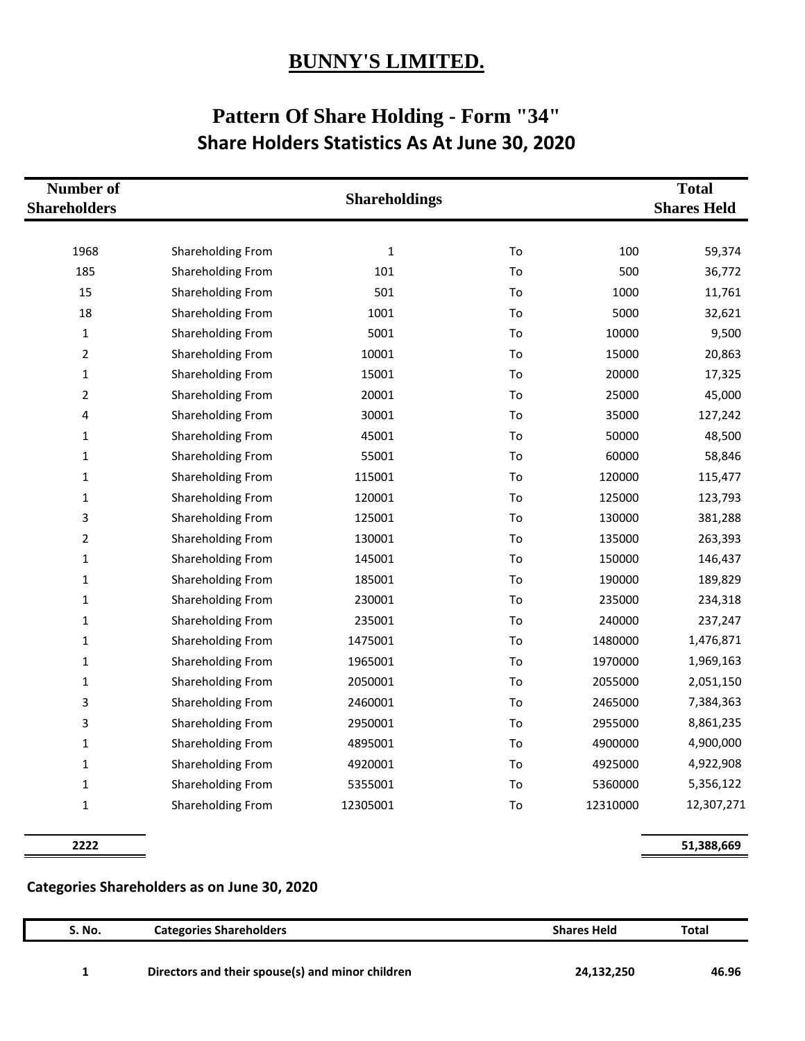# BUNNY'S LIMITED.

## Pattern Of Share Holding - Form "34"

## Share Holders Statistics As At June 30, 2020

| Number of Shareholders | Shareholdings | | | | Total Shares Held |
|---|---|---|---|---|---|
| 1968 | Shareholding From | 1 | To | 100 | 59,374 |
| 185 | Shareholding From | 101 | To | 500 | 36,772 |
| 15 | Shareholding From | 501 | To | 1000 | 11,761 |
| 18 | Shareholding From | 1001 | To | 5000 | 32,621 |
| 1 | Shareholding From | 5001 | To | 10000 | 9,500 |
| 2 | Shareholding From | 10001 | To | 15000 | 20,863 |
| 1 | Shareholding From | 15001 | To | 20000 | 17,325 |
| 2 | Shareholding From | 20001 | To | 25000 | 45,000 |
| 4 | Shareholding From | 30001 | To | 35000 | 127,242 |
| 1 | Shareholding From | 45001 | To | 50000 | 48,500 |
| 1 | Shareholding From | 55001 | To | 60000 | 58,846 |
| 1 | Shareholding From | 115001 | To | 120000 | 115,477 |
| 1 | Shareholding From | 120001 | To | 125000 | 123,793 |
| 3 | Shareholding From | 125001 | To | 130000 | 381,288 |
| 2 | Shareholding From | 130001 | To | 135000 | 263,393 |
| 1 | Shareholding From | 145001 | To | 150000 | 146,437 |
| 1 | Shareholding From | 185001 | To | 190000 | 189,829 |
| 1 | Shareholding From | 230001 | To | 235000 | 234,318 |
| 1 | Shareholding From | 235001 | To | 240000 | 237,247 |
| 1 | Shareholding From | 1475001 | To | 1480000 | 1,476,871 |
| 1 | Shareholding From | 1965001 | To | 1970000 | 1,969,163 |
| 1 | Shareholding From | 2050001 | To | 2055000 | 2,051,150 |
| 3 | Shareholding From | 2460001 | To | 2465000 | 7,384,363 |
| 3 | Shareholding From | 2950001 | To | 2955000 | 8,861,235 |
| 1 | Shareholding From | 4895001 | To | 4900000 | 4,900,000 |
| 1 | Shareholding From | 4920001 | To | 4925000 | 4,922,908 |
| 1 | Shareholding From | 5355001 | To | 5360000 | 5,356,122 |
| 1 | Shareholding From | 12305001 | To | 12310000 | 12,307,271 |
| **2222** | | | | | **51,388,669** |

**Categories Shareholders as on June 30, 2020**

| S. No. | Categories Shareholders | Shares Held | Total |
|---|---|---|---|
| **1** | **Directors and their spouse(s) and minor children** | **24,132,250** | **46.96** |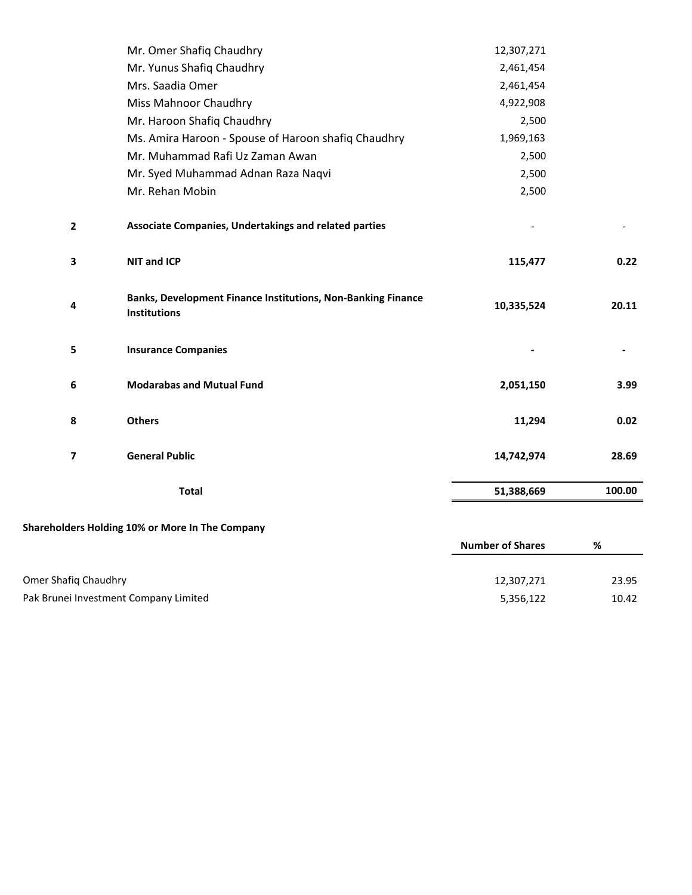| | | | |
|---|---|---|---|
| | Mr. Omer Shafiq Chaudhry | 12,307,271 | |
| | Mr. Yunus Shafiq Chaudhry | 2,461,454 | |
| | Mrs. Saadia Omer | 2,461,454 | |
| | Miss Mahnoor Chaudhry | 4,922,908 | |
| | Mr. Haroon Shafiq Chaudhry | 2,500 | |
| | Ms. Amira Haroon - Spouse of Haroon shafiq Chaudhry | 1,969,163 | |
| | Mr. Muhammad Rafi Uz Zaman Awan | 2,500 | |
| | Mr. Syed Muhammad Adnan Raza Naqvi | 2,500 | |
| | Mr. Rehan Mobin | 2,500 | |
| **2** | **Associate Companies, Undertakings and related parties** | - | - |
| **3** | **NIT and ICP** | **115,477** | **0.22** |
| **4** | **Banks, Development Finance Institutions, Non-Banking Finance Institutions** | **10,335,524** | **20.11** |
| **5** | **Insurance Companies** | **-** | **-** |
| **6** | **Modarabas and Mutual Fund** | **2,051,150** | **3.99** |
| **8** | **Others** | **11,294** | **0.02** |
| **7** | **General Public** | **14,742,974** | **28.69** |
| | **Total** | **51,388,669** | **100.00** |

**Shareholders Holding 10% or More In The Company**

| | Number of Shares | % |
|---|---|---|
| Omer Shafiq Chaudhry | 12,307,271 | 23.95 |
| Pak Brunei Investment Company Limited | 5,356,122 | 10.42 |